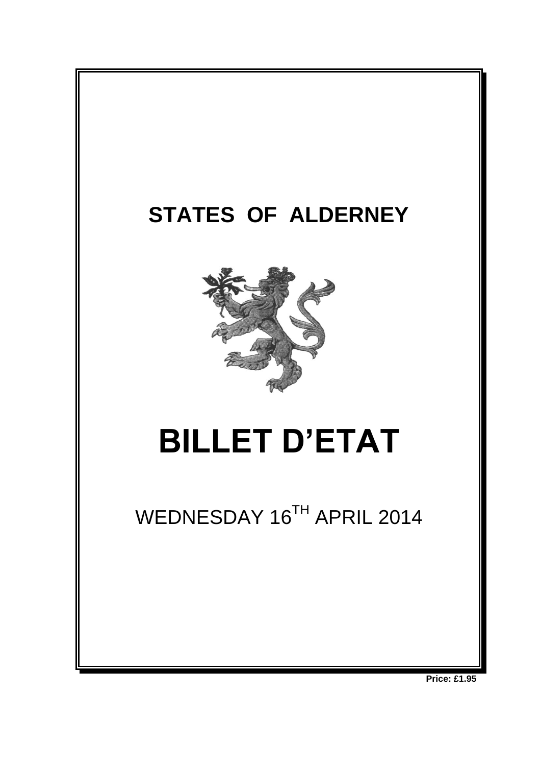# STATES OF ALDERNEY

# BILLET D'ETAT

WEDNESDAY 16TH APRIL 2014

**Price: £1.95**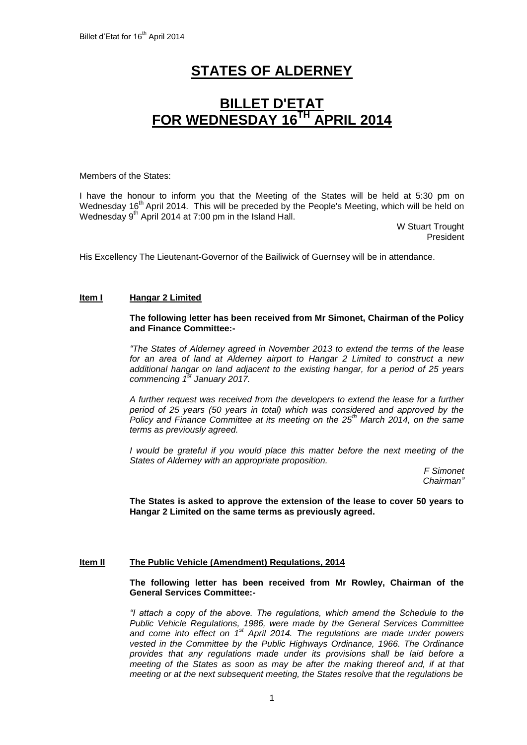# STATES OF ALDERNEY

# BILLET D'ETAT FOR WEDNESDAY 16TH APRIL 2014

Members of the States:

I have the honour to inform you that the Meeting of the States will be held at 5:30 pm on Wednesday 16th April 2014. This will be preceded by the People's Meeting, which will be held on Wednesday 9th April 2014 at 7:00 pm in the Island Hall.

W Stuart Trought
President

His Excellency The Lieutenant-Governor of the Bailiwick of Guernsey will be in attendance.

**Item I** **Hangar 2 Limited**

**The following letter has been received from Mr Simonet, Chairman of the Policy and Finance Committee:-**

*"The States of Alderney agreed in November 2013 to extend the terms of the lease for an area of land at Alderney airport to Hangar 2 Limited to construct a new additional hangar on land adjacent to the existing hangar, for a period of 25 years commencing 1st January 2017.*

*A further request was received from the developers to extend the lease for a further period of 25 years (50 years in total) which was considered and approved by the Policy and Finance Committee at its meeting on the 25th March 2014, on the same terms as previously agreed.*

*I would be grateful if you would place this matter before the next meeting of the States of Alderney with an appropriate proposition.*

*F Simonet*
*Chairman"*

**The States is asked to approve the extension of the lease to cover 50 years to Hangar 2 Limited on the same terms as previously agreed.**

**Item II** **The Public Vehicle (Amendment) Regulations, 2014**

**The following letter has been received from Mr Rowley, Chairman of the General Services Committee:-**

*"I attach a copy of the above. The regulations, which amend the Schedule to the Public Vehicle Regulations, 1986, were made by the General Services Committee and come into effect on 1st April 2014. The regulations are made under powers vested in the Committee by the Public Highways Ordinance, 1966. The Ordinance provides that any regulations made under its provisions shall be laid before a meeting of the States as soon as may be after the making thereof and, if at that meeting or at the next subsequent meeting, the States resolve that the regulations be*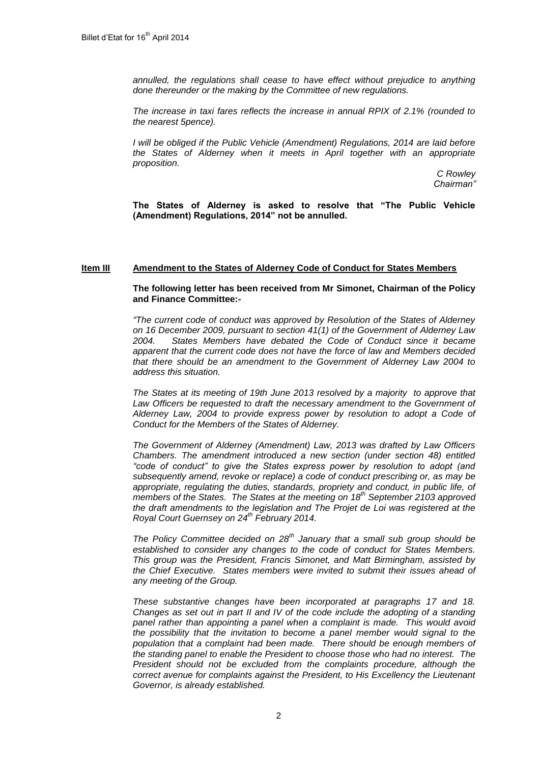*annulled, the regulations shall cease to have effect without prejudice to anything done thereunder or the making by the Committee of new regulations.*

*The increase in taxi fares reflects the increase in annual RPIX of 2.1% (rounded to the nearest 5pence).*

*I will be obliged if the Public Vehicle (Amendment) Regulations, 2014 are laid before the States of Alderney when it meets in April together with an appropriate proposition.*

*C Rowley*
*Chairman"*

**The States of Alderney is asked to resolve that "The Public Vehicle (Amendment) Regulations, 2014" not be annulled.**

## Item III Amendment to the States of Alderney Code of Conduct for States Members

**The following letter has been received from Mr Simonet, Chairman of the Policy and Finance Committee:-**

*"The current code of conduct was approved by Resolution of the States of Alderney on 16 December 2009, pursuant to section 41(1) of the Government of Alderney Law 2004. States Members have debated the Code of Conduct since it became apparent that the current code does not have the force of law and Members decided that there should be an amendment to the Government of Alderney Law 2004 to address this situation.*

*The States at its meeting of 19th June 2013 resolved by a majority to approve that Law Officers be requested to draft the necessary amendment to the Government of Alderney Law, 2004 to provide express power by resolution to adopt a Code of Conduct for the Members of the States of Alderney.*

*The Government of Alderney (Amendment) Law, 2013 was drafted by Law Officers Chambers. The amendment introduced a new section (under section 48) entitled "code of conduct" to give the States express power by resolution to adopt (and subsequently amend, revoke or replace) a code of conduct prescribing or, as may be appropriate, regulating the duties, standards, propriety and conduct, in public life, of members of the States. The States at the meeting on 18th September 2103 approved the draft amendments to the legislation and The Projet de Loi was registered at the Royal Court Guernsey on 24th February 2014.*

*The Policy Committee decided on 28th January that a small sub group should be established to consider any changes to the code of conduct for States Members. This group was the President, Francis Simonet, and Matt Birmingham, assisted by the Chief Executive. States members were invited to submit their issues ahead of any meeting of the Group.*

*These substantive changes have been incorporated at paragraphs 17 and 18. Changes as set out in part II and IV of the code include the adopting of a standing panel rather than appointing a panel when a complaint is made. This would avoid the possibility that the invitation to become a panel member would signal to the population that a complaint had been made. There should be enough members of the standing panel to enable the President to choose those who had no interest. The President should not be excluded from the complaints procedure, although the correct avenue for complaints against the President, to His Excellency the Lieutenant Governor, is already established.*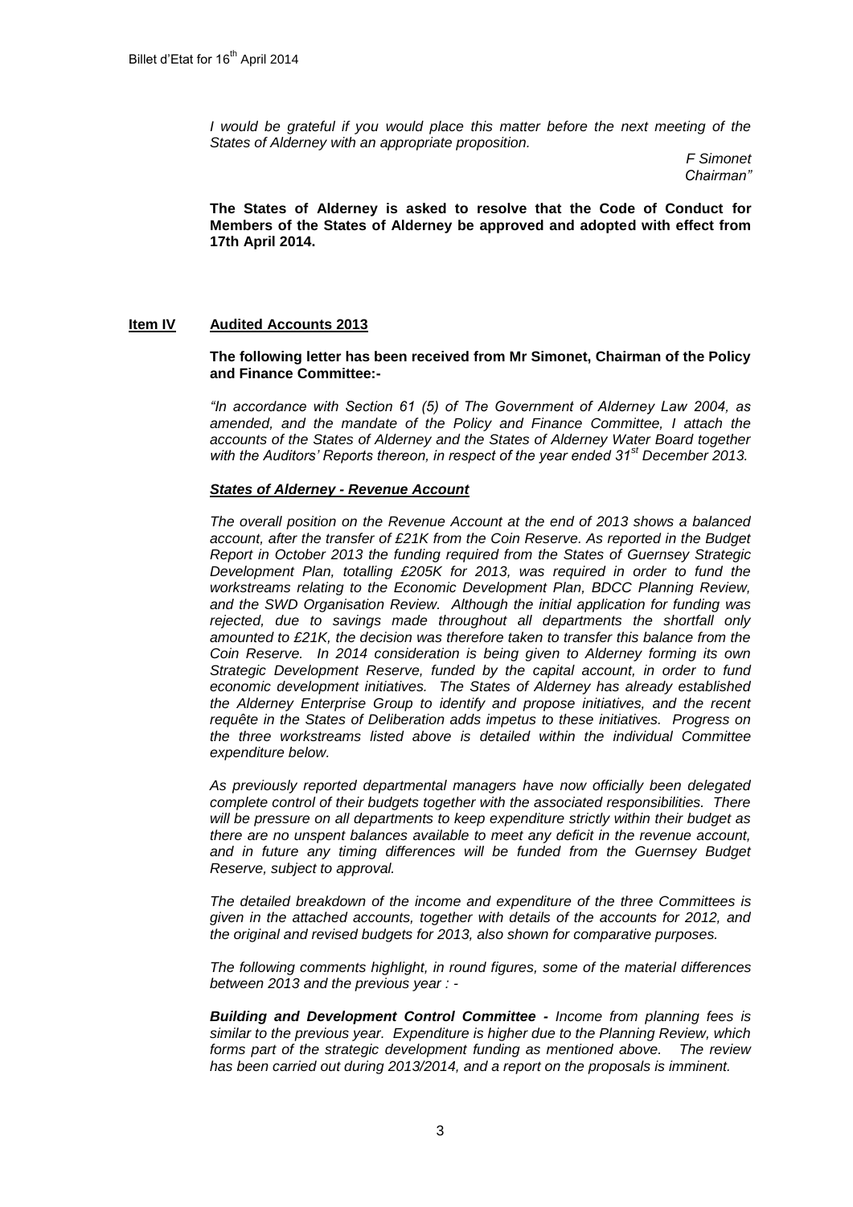*I would be grateful if you would place this matter before the next meeting of the States of Alderney with an appropriate proposition.*

*F Simonet*
*Chairman"*

**The States of Alderney is asked to resolve that the Code of Conduct for Members of the States of Alderney be approved and adopted with effect from 17th April 2014.**

## Item IV Audited Accounts 2013

**The following letter has been received from Mr Simonet, Chairman of the Policy and Finance Committee:-**

*"In accordance with Section 61 (5) of The Government of Alderney Law 2004, as amended, and the mandate of the Policy and Finance Committee, I attach the accounts of the States of Alderney and the States of Alderney Water Board together with the Auditors' Reports thereon, in respect of the year ended 31st December 2013.*

***States of Alderney - Revenue Account***

*The overall position on the Revenue Account at the end of 2013 shows a balanced account, after the transfer of £21K from the Coin Reserve. As reported in the Budget Report in October 2013 the funding required from the States of Guernsey Strategic Development Plan, totalling £205K for 2013, was required in order to fund the workstreams relating to the Economic Development Plan, BDCC Planning Review, and the SWD Organisation Review. Although the initial application for funding was rejected, due to savings made throughout all departments the shortfall only amounted to £21K, the decision was therefore taken to transfer this balance from the Coin Reserve. In 2014 consideration is being given to Alderney forming its own Strategic Development Reserve, funded by the capital account, in order to fund economic development initiatives. The States of Alderney has already established the Alderney Enterprise Group to identify and propose initiatives, and the recent requête in the States of Deliberation adds impetus to these initiatives. Progress on the three workstreams listed above is detailed within the individual Committee expenditure below.*

*As previously reported departmental managers have now officially been delegated complete control of their budgets together with the associated responsibilities. There will be pressure on all departments to keep expenditure strictly within their budget as there are no unspent balances available to meet any deficit in the revenue account, and in future any timing differences will be funded from the Guernsey Budget Reserve, subject to approval.*

*The detailed breakdown of the income and expenditure of the three Committees is given in the attached accounts, together with details of the accounts for 2012, and the original and revised budgets for 2013, also shown for comparative purposes.*

*The following comments highlight, in round figures, some of the material differences between 2013 and the previous year : -*

***Building and Development Control Committee -*** *Income from planning fees is similar to the previous year. Expenditure is higher due to the Planning Review, which forms part of the strategic development funding as mentioned above. The review has been carried out during 2013/2014, and a report on the proposals is imminent.*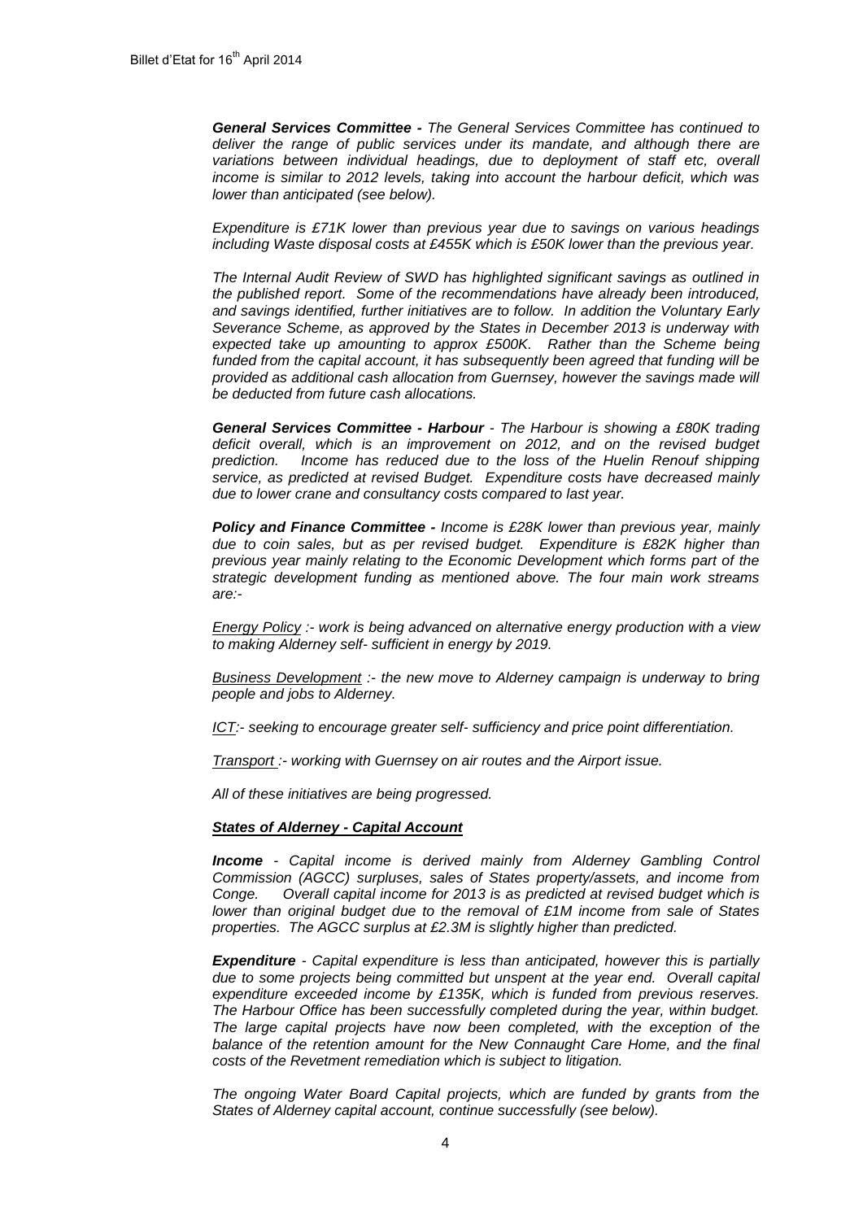***General Services Committee -*** *The General Services Committee has continued to deliver the range of public services under its mandate, and although there are variations between individual headings, due to deployment of staff etc, overall income is similar to 2012 levels, taking into account the harbour deficit, which was lower than anticipated (see below).*

*Expenditure is £71K lower than previous year due to savings on various headings including Waste disposal costs at £455K which is £50K lower than the previous year.*

*The Internal Audit Review of SWD has highlighted significant savings as outlined in the published report. Some of the recommendations have already been introduced, and savings identified, further initiatives are to follow. In addition the Voluntary Early Severance Scheme, as approved by the States in December 2013 is underway with expected take up amounting to approx £500K. Rather than the Scheme being funded from the capital account, it has subsequently been agreed that funding will be provided as additional cash allocation from Guernsey, however the savings made will be deducted from future cash allocations.*

***General Services Committee - Harbour*** *- The Harbour is showing a £80K trading deficit overall, which is an improvement on 2012, and on the revised budget prediction. Income has reduced due to the loss of the Huelin Renouf shipping service, as predicted at revised Budget. Expenditure costs have decreased mainly due to lower crane and consultancy costs compared to last year.*

***Policy and Finance Committee -*** *Income is £28K lower than previous year, mainly due to coin sales, but as per revised budget. Expenditure is £82K higher than previous year mainly relating to the Economic Development which forms part of the strategic development funding as mentioned above. The four main work streams are:-*

*<u>Energy Policy</u> :- work is being advanced on alternative energy production with a view to making Alderney self- sufficient in energy by 2019.*

*<u>Business Development</u> :- the new move to Alderney campaign is underway to bring people and jobs to Alderney.*

*<u>ICT</u>:- seeking to encourage greater self- sufficiency and price point differentiation.*

*<u>Transport</u> :- working with Guernsey on air routes and the Airport issue.*

*All of these initiatives are being progressed.*

***<u>States of Alderney - Capital Account</u>***

***Income*** *- Capital income is derived mainly from Alderney Gambling Control Commission (AGCC) surpluses, sales of States property/assets, and income from Conge. Overall capital income for 2013 is as predicted at revised budget which is lower than original budget due to the removal of £1M income from sale of States properties. The AGCC surplus at £2.3M is slightly higher than predicted.*

***Expenditure*** *- Capital expenditure is less than anticipated, however this is partially due to some projects being committed but unspent at the year end. Overall capital expenditure exceeded income by £135K, which is funded from previous reserves. The Harbour Office has been successfully completed during the year, within budget. The large capital projects have now been completed, with the exception of the balance of the retention amount for the New Connaught Care Home, and the final costs of the Revetment remediation which is subject to litigation.*

*The ongoing Water Board Capital projects, which are funded by grants from the States of Alderney capital account, continue successfully (see below).*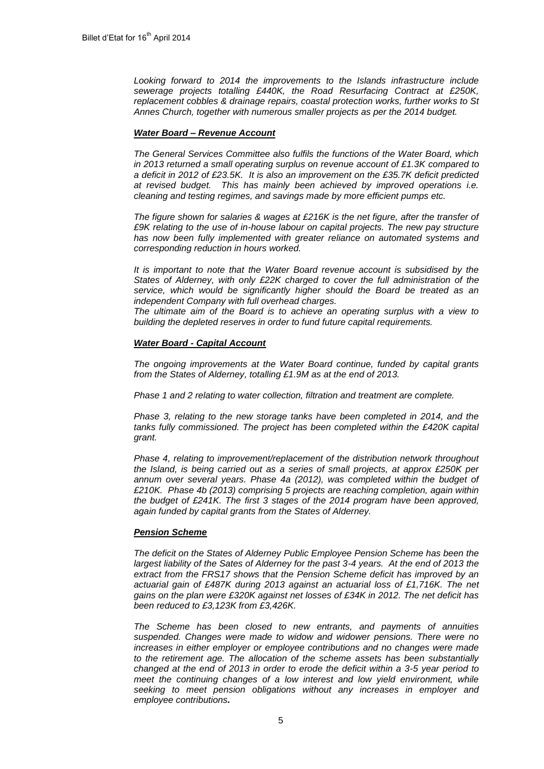*Looking forward to 2014 the improvements to the Islands infrastructure include sewerage projects totalling £440K, the Road Resurfacing Contract at £250K, replacement cobbles & drainage repairs, coastal protection works, further works to St Annes Church, together with numerous smaller projects as per the 2014 budget.*

***Water Board – Revenue Account***

*The General Services Committee also fulfils the functions of the Water Board, which in 2013 returned a small operating surplus on revenue account of £1.3K compared to a deficit in 2012 of £23.5K. It is also an improvement on the £35.7K deficit predicted at revised budget. This has mainly been achieved by improved operations i.e. cleaning and testing regimes, and savings made by more efficient pumps etc.*

*The figure shown for salaries & wages at £216K is the net figure, after the transfer of £9K relating to the use of in-house labour on capital projects. The new pay structure has now been fully implemented with greater reliance on automated systems and corresponding reduction in hours worked.*

*It is important to note that the Water Board revenue account is subsidised by the States of Alderney, with only £22K charged to cover the full administration of the service, which would be significantly higher should the Board be treated as an independent Company with full overhead charges.*
*The ultimate aim of the Board is to achieve an operating surplus with a view to building the depleted reserves in order to fund future capital requirements.*

***Water Board - Capital Account***

*The ongoing improvements at the Water Board continue, funded by capital grants from the States of Alderney, totalling £1.9M as at the end of 2013.*

*Phase 1 and 2 relating to water collection, filtration and treatment are complete.*

*Phase 3, relating to the new storage tanks have been completed in 2014, and the tanks fully commissioned. The project has been completed within the £420K capital grant.*

*Phase 4, relating to improvement/replacement of the distribution network throughout the Island, is being carried out as a series of small projects, at approx £250K per annum over several years. Phase 4a (2012), was completed within the budget of £210K. Phase 4b (2013) comprising 5 projects are reaching completion, again within the budget of £241K. The first 3 stages of the 2014 program have been approved, again funded by capital grants from the States of Alderney.*

***Pension Scheme***

*The deficit on the States of Alderney Public Employee Pension Scheme has been the largest liability of the Sates of Alderney for the past 3-4 years. At the end of 2013 the extract from the FRS17 shows that the Pension Scheme deficit has improved by an actuarial gain of £487K during 2013 against an actuarial loss of £1,716K. The net gains on the plan were £320K against net losses of £34K in 2012. The net deficit has been reduced to £3,123K from £3,426K.*

*The Scheme has been closed to new entrants, and payments of annuities suspended. Changes were made to widow and widower pensions. There were no increases in either employer or employee contributions and no changes were made to the retirement age. The allocation of the scheme assets has been substantially changed at the end of 2013 in order to erode the deficit within a 3-5 year period to meet the continuing changes of a low interest and low yield environment, while seeking to meet pension obligations without any increases in employer and employee contributions.*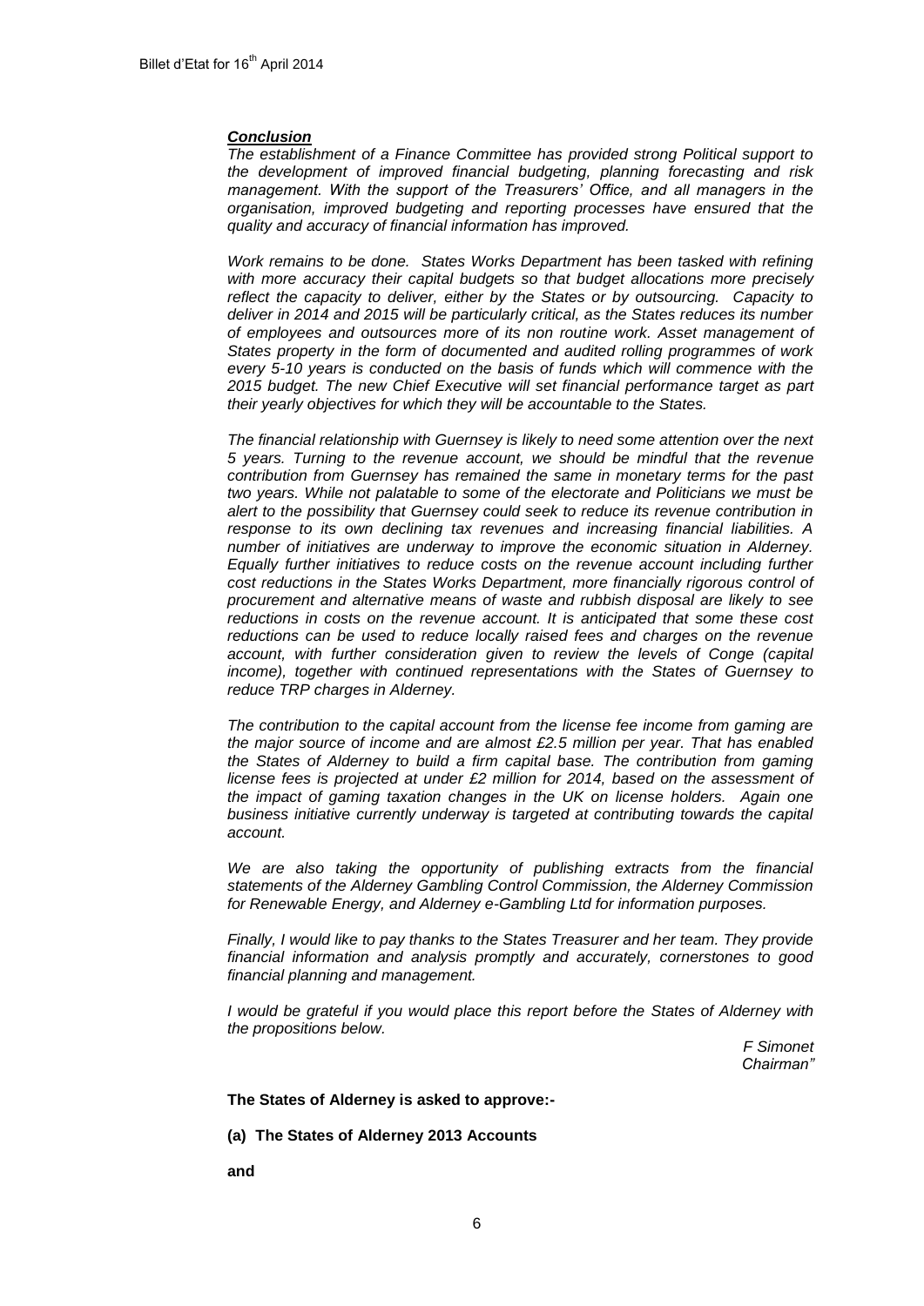***Conclusion***

*The establishment of a Finance Committee has provided strong Political support to the development of improved financial budgeting, planning forecasting and risk management. With the support of the Treasurers' Office, and all managers in the organisation, improved budgeting and reporting processes have ensured that the quality and accuracy of financial information has improved.*

*Work remains to be done. States Works Department has been tasked with refining with more accuracy their capital budgets so that budget allocations more precisely reflect the capacity to deliver, either by the States or by outsourcing. Capacity to deliver in 2014 and 2015 will be particularly critical, as the States reduces its number of employees and outsources more of its non routine work. Asset management of States property in the form of documented and audited rolling programmes of work every 5-10 years is conducted on the basis of funds which will commence with the 2015 budget. The new Chief Executive will set financial performance target as part their yearly objectives for which they will be accountable to the States.*

*The financial relationship with Guernsey is likely to need some attention over the next 5 years. Turning to the revenue account, we should be mindful that the revenue contribution from Guernsey has remained the same in monetary terms for the past two years. While not palatable to some of the electorate and Politicians we must be alert to the possibility that Guernsey could seek to reduce its revenue contribution in response to its own declining tax revenues and increasing financial liabilities. A number of initiatives are underway to improve the economic situation in Alderney. Equally further initiatives to reduce costs on the revenue account including further cost reductions in the States Works Department, more financially rigorous control of procurement and alternative means of waste and rubbish disposal are likely to see reductions in costs on the revenue account. It is anticipated that some these cost reductions can be used to reduce locally raised fees and charges on the revenue account, with further consideration given to review the levels of Conge (capital income), together with continued representations with the States of Guernsey to reduce TRP charges in Alderney.*

*The contribution to the capital account from the license fee income from gaming are the major source of income and are almost £2.5 million per year. That has enabled the States of Alderney to build a firm capital base. The contribution from gaming license fees is projected at under £2 million for 2014, based on the assessment of the impact of gaming taxation changes in the UK on license holders. Again one business initiative currently underway is targeted at contributing towards the capital account.*

*We are also taking the opportunity of publishing extracts from the financial statements of the Alderney Gambling Control Commission, the Alderney Commission for Renewable Energy, and Alderney e-Gambling Ltd for information purposes.*

*Finally, I would like to pay thanks to the States Treasurer and her team. They provide financial information and analysis promptly and accurately, cornerstones to good financial planning and management.*

*I would be grateful if you would place this report before the States of Alderney with the propositions below.*

*F Simonet*
*Chairman"*

**The States of Alderney is asked to approve:-**

**(a) The States of Alderney 2013 Accounts**

**and**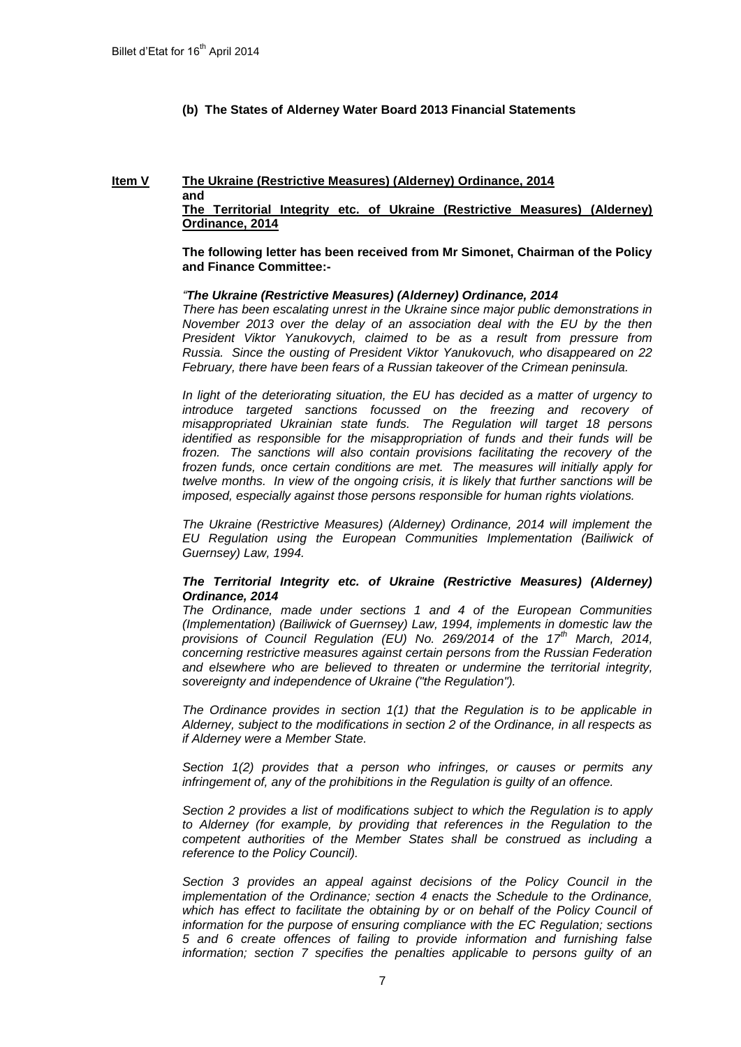**(b) The States of Alderney Water Board 2013 Financial Statements**

**Item V** **The Ukraine (Restrictive Measures) (Alderney) Ordinance, 2014**
**and**
**The Territorial Integrity etc. of Ukraine (Restrictive Measures) (Alderney) Ordinance, 2014**

**The following letter has been received from Mr Simonet, Chairman of the Policy and Finance Committee:-**

*"**The Ukraine (Restrictive Measures) (Alderney) Ordinance, 2014***
*There has been escalating unrest in the Ukraine since major public demonstrations in November 2013 over the delay of an association deal with the EU by the then President Viktor Yanukovych, claimed to be as a result from pressure from Russia. Since the ousting of President Viktor Yanukovuch, who disappeared on 22 February, there have been fears of a Russian takeover of the Crimean peninsula.*

*In light of the deteriorating situation, the EU has decided as a matter of urgency to introduce targeted sanctions focussed on the freezing and recovery of misappropriated Ukrainian state funds. The Regulation will target 18 persons identified as responsible for the misappropriation of funds and their funds will be frozen. The sanctions will also contain provisions facilitating the recovery of the frozen funds, once certain conditions are met. The measures will initially apply for twelve months. In view of the ongoing crisis, it is likely that further sanctions will be imposed, especially against those persons responsible for human rights violations.*

*The Ukraine (Restrictive Measures) (Alderney) Ordinance, 2014 will implement the EU Regulation using the European Communities Implementation (Bailiwick of Guernsey) Law, 1994.*

***The Territorial Integrity etc. of Ukraine (Restrictive Measures) (Alderney) Ordinance, 2014***
*The Ordinance, made under sections 1 and 4 of the European Communities (Implementation) (Bailiwick of Guernsey) Law, 1994, implements in domestic law the provisions of Council Regulation (EU) No. 269/2014 of the 17th March, 2014, concerning restrictive measures against certain persons from the Russian Federation and elsewhere who are believed to threaten or undermine the territorial integrity, sovereignty and independence of Ukraine ("the Regulation").*

*The Ordinance provides in section 1(1) that the Regulation is to be applicable in Alderney, subject to the modifications in section 2 of the Ordinance, in all respects as if Alderney were a Member State.*

*Section 1(2) provides that a person who infringes, or causes or permits any infringement of, any of the prohibitions in the Regulation is guilty of an offence.*

*Section 2 provides a list of modifications subject to which the Regulation is to apply to Alderney (for example, by providing that references in the Regulation to the competent authorities of the Member States shall be construed as including a reference to the Policy Council).*

*Section 3 provides an appeal against decisions of the Policy Council in the implementation of the Ordinance; section 4 enacts the Schedule to the Ordinance, which has effect to facilitate the obtaining by or on behalf of the Policy Council of information for the purpose of ensuring compliance with the EC Regulation; sections 5 and 6 create offences of failing to provide information and furnishing false information; section 7 specifies the penalties applicable to persons guilty of an*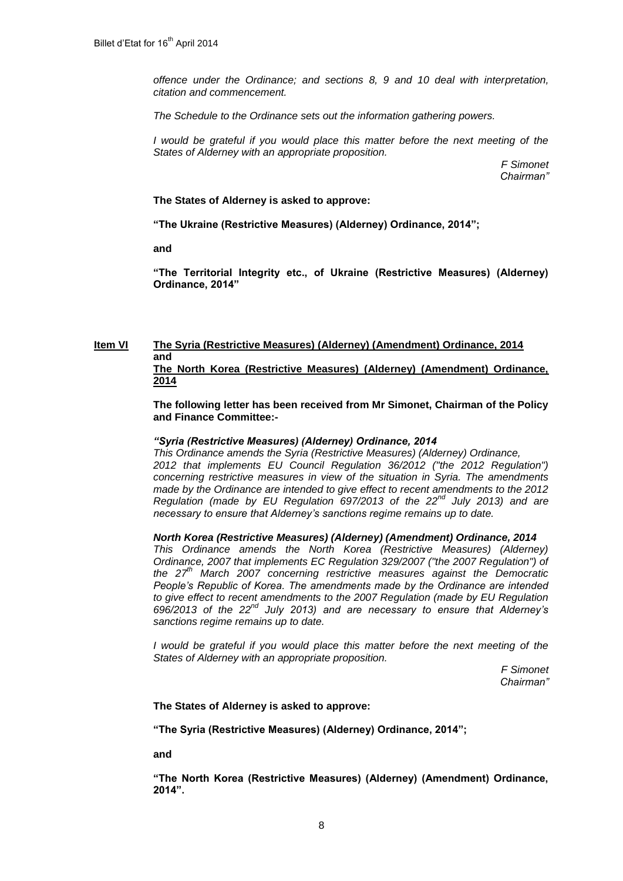*offence under the Ordinance; and sections 8, 9 and 10 deal with interpretation, citation and commencement.*

*The Schedule to the Ordinance sets out the information gathering powers.*

*I would be grateful if you would place this matter before the next meeting of the States of Alderney with an appropriate proposition.*

*F Simonet*
*Chairman"*

**The States of Alderney is asked to approve:**

**"The Ukraine (Restrictive Measures) (Alderney) Ordinance, 2014";**

**and**

**"The Territorial Integrity etc., of Ukraine (Restrictive Measures) (Alderney) Ordinance, 2014"**

## Item VI <u>The Syria (Restrictive Measures) (Alderney) (Amendment) Ordinance, 2014</u> and <u>The North Korea (Restrictive Measures) (Alderney) (Amendment) Ordinance, 2014</u>

**The following letter has been received from Mr Simonet, Chairman of the Policy and Finance Committee:-**

***"Syria (Restrictive Measures) (Alderney) Ordinance, 2014***

*This Ordinance amends the Syria (Restrictive Measures) (Alderney) Ordinance, 2012 that implements EU Council Regulation 36/2012 ("the 2012 Regulation") concerning restrictive measures in view of the situation in Syria. The amendments made by the Ordinance are intended to give effect to recent amendments to the 2012 Regulation (made by EU Regulation 697/2013 of the 22nd July 2013) and are necessary to ensure that Alderney's sanctions regime remains up to date.*

***North Korea (Restrictive Measures) (Alderney) (Amendment) Ordinance, 2014***

*This Ordinance amends the North Korea (Restrictive Measures) (Alderney) Ordinance, 2007 that implements EC Regulation 329/2007 ("the 2007 Regulation") of the 27th March 2007 concerning restrictive measures against the Democratic People's Republic of Korea. The amendments made by the Ordinance are intended to give effect to recent amendments to the 2007 Regulation (made by EU Regulation 696/2013 of the 22nd July 2013) and are necessary to ensure that Alderney's sanctions regime remains up to date.*

*I would be grateful if you would place this matter before the next meeting of the States of Alderney with an appropriate proposition.*

*F Simonet*
*Chairman"*

**The States of Alderney is asked to approve:**

**"The Syria (Restrictive Measures) (Alderney) Ordinance, 2014";**

**and**

**"The North Korea (Restrictive Measures) (Alderney) (Amendment) Ordinance, 2014".**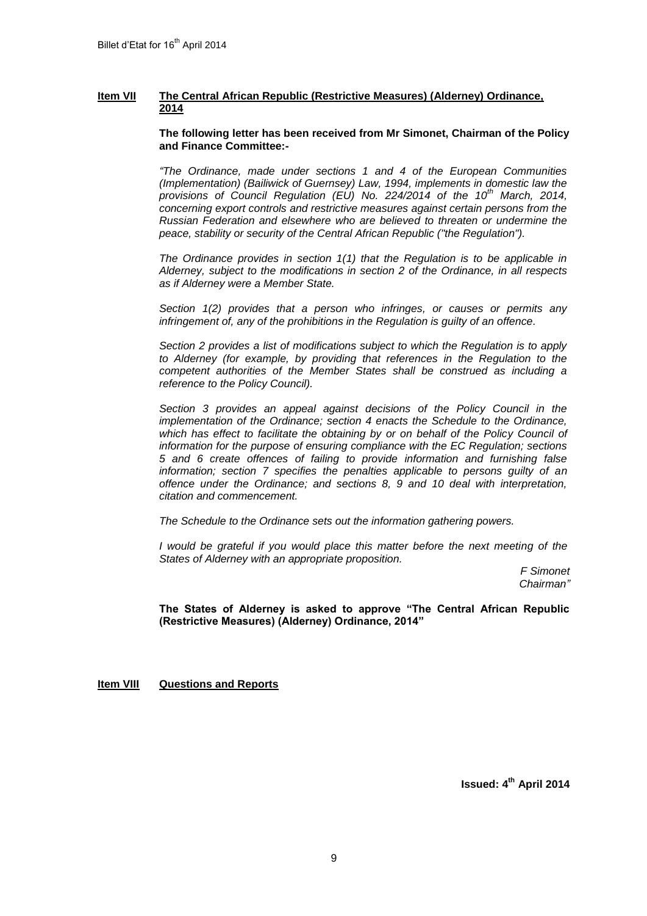## Item VII The Central African Republic (Restrictive Measures) (Alderney) Ordinance, 2014

**The following letter has been received from Mr Simonet, Chairman of the Policy and Finance Committee:-**

*"The Ordinance, made under sections 1 and 4 of the European Communities (Implementation) (Bailiwick of Guernsey) Law, 1994, implements in domestic law the provisions of Council Regulation (EU) No. 224/2014 of the 10th March, 2014, concerning export controls and restrictive measures against certain persons from the Russian Federation and elsewhere who are believed to threaten or undermine the peace, stability or security of the Central African Republic ("the Regulation").*

*The Ordinance provides in section 1(1) that the Regulation is to be applicable in Alderney, subject to the modifications in section 2 of the Ordinance, in all respects as if Alderney were a Member State.*

*Section 1(2) provides that a person who infringes, or causes or permits any infringement of, any of the prohibitions in the Regulation is guilty of an offence.*

*Section 2 provides a list of modifications subject to which the Regulation is to apply to Alderney (for example, by providing that references in the Regulation to the competent authorities of the Member States shall be construed as including a reference to the Policy Council).*

*Section 3 provides an appeal against decisions of the Policy Council in the implementation of the Ordinance; section 4 enacts the Schedule to the Ordinance, which has effect to facilitate the obtaining by or on behalf of the Policy Council of information for the purpose of ensuring compliance with the EC Regulation; sections 5 and 6 create offences of failing to provide information and furnishing false information; section 7 specifies the penalties applicable to persons guilty of an offence under the Ordinance; and sections 8, 9 and 10 deal with interpretation, citation and commencement.*

*The Schedule to the Ordinance sets out the information gathering powers.*

*I would be grateful if you would place this matter before the next meeting of the States of Alderney with an appropriate proposition.*

*F Simonet*
*Chairman"*

**The States of Alderney is asked to approve "The Central African Republic (Restrictive Measures) (Alderney) Ordinance, 2014"**

## Item VIII Questions and Reports

**Issued: 4th April 2014**